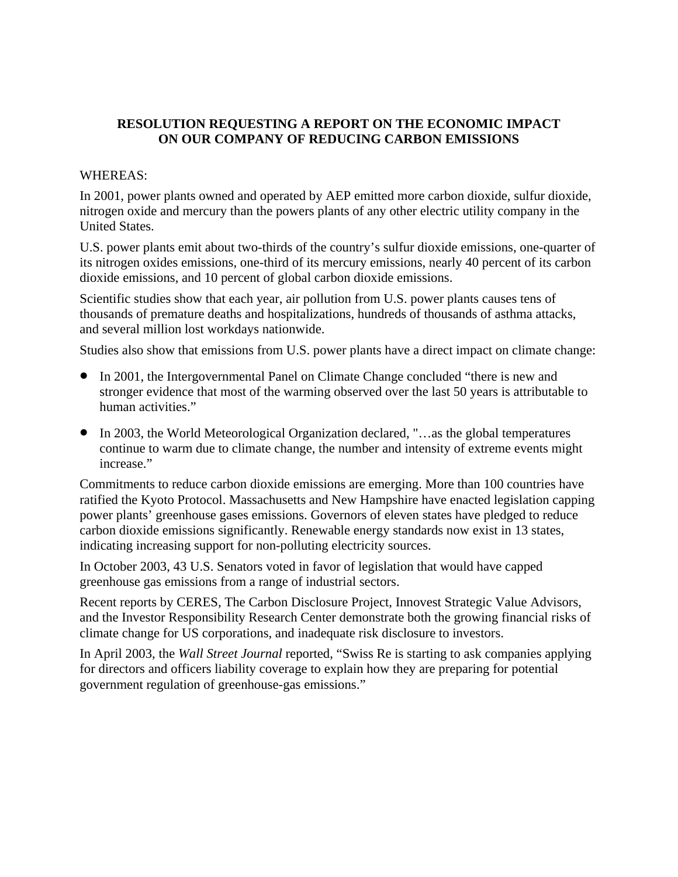**RESOLUTION REQUESTING A REPORT ON THE ECONOMIC IMPACT ON OUR COMPANY OF REDUCING CARBON EMISSIONS**

WHEREAS:

In 2001, power plants owned and operated by AEP emitted more carbon dioxide, sulfur dioxide, nitrogen oxide and mercury than the powers plants of any other electric utility company in the United States.

U.S. power plants emit about two-thirds of the country's sulfur dioxide emissions, one-quarter of its nitrogen oxides emissions, one-third of its mercury emissions, nearly 40 percent of its carbon dioxide emissions, and 10 percent of global carbon dioxide emissions.

Scientific studies show that each year, air pollution from U.S. power plants causes tens of thousands of premature deaths and hospitalizations, hundreds of thousands of asthma attacks, and several million lost workdays nationwide.

Studies also show that emissions from U.S. power plants have a direct impact on climate change:

- In 2001, the Intergovernmental Panel on Climate Change concluded "there is new and stronger evidence that most of the warming observed over the last 50 years is attributable to human activities."
- In 2003, the World Meteorological Organization declared, "…as the global temperatures continue to warm due to climate change, the number and intensity of extreme events might increase."

Commitments to reduce carbon dioxide emissions are emerging. More than 100 countries have ratified the Kyoto Protocol. Massachusetts and New Hampshire have enacted legislation capping power plants' greenhouse gases emissions. Governors of eleven states have pledged to reduce carbon dioxide emissions significantly. Renewable energy standards now exist in 13 states, indicating increasing support for non-polluting electricity sources.

In October 2003, 43 U.S. Senators voted in favor of legislation that would have capped greenhouse gas emissions from a range of industrial sectors.

Recent reports by CERES, The Carbon Disclosure Project, Innovest Strategic Value Advisors, and the Investor Responsibility Research Center demonstrate both the growing financial risks of climate change for US corporations, and inadequate risk disclosure to investors.

In April 2003, the *Wall Street Journal* reported, "Swiss Re is starting to ask companies applying for directors and officers liability coverage to explain how they are preparing for potential government regulation of greenhouse-gas emissions."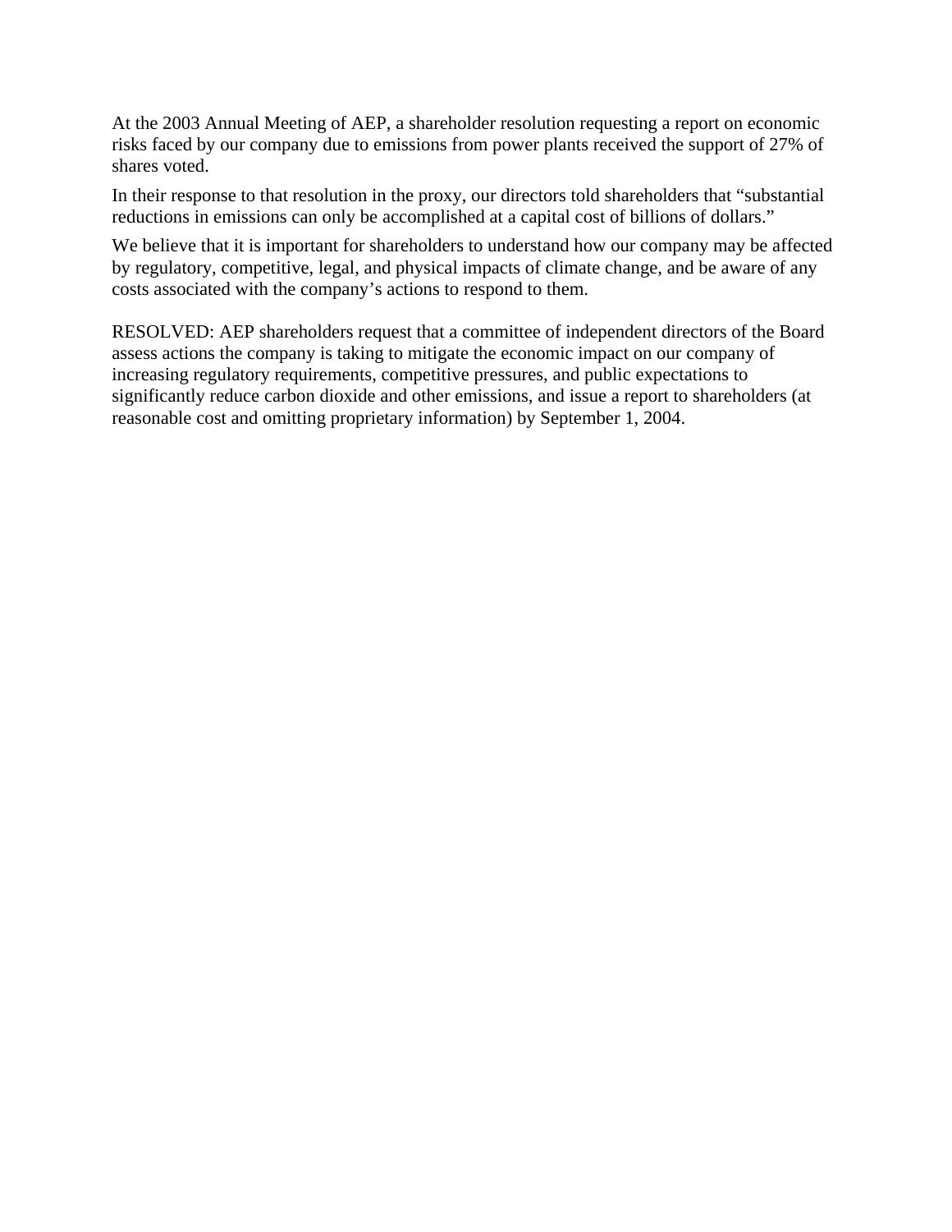At the 2003 Annual Meeting of AEP, a shareholder resolution requesting a report on economic risks faced by our company due to emissions from power plants received the support of 27% of shares voted.

In their response to that resolution in the proxy, our directors told shareholders that "substantial reductions in emissions can only be accomplished at a capital cost of billions of dollars."

We believe that it is important for shareholders to understand how our company may be affected by regulatory, competitive, legal, and physical impacts of climate change, and be aware of any costs associated with the company's actions to respond to them.

RESOLVED: AEP shareholders request that a committee of independent directors of the Board assess actions the company is taking to mitigate the economic impact on our company of increasing regulatory requirements, competitive pressures, and public expectations to significantly reduce carbon dioxide and other emissions, and issue a report to shareholders (at reasonable cost and omitting proprietary information) by September 1, 2004.